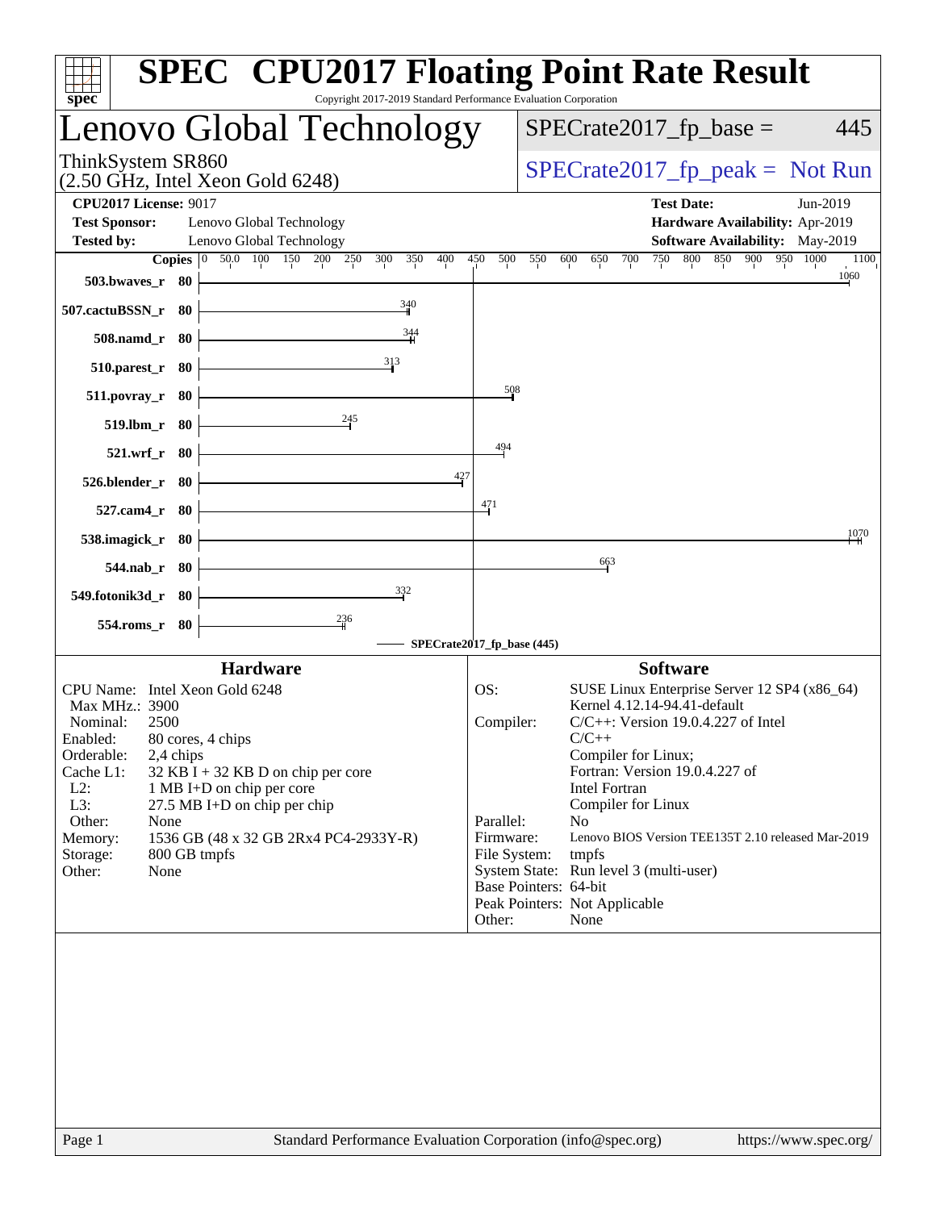# SPEC CPU2017 Floating Point Rate Result

Copyright 2017-2019 Standard Performance Evaluation Corporation

## Lenovo Global Technology

ThinkSystem SR860
(2.50 GHz, Intel Xeon Gold 6248)

SPECrate2017_fp_base = 445

SPECrate2017_fp_peak = Not Run

| | | | |
|---|---|---|---|
| **CPU2017 License:** | 9017 | **Test Date:** | Jun-2019 |
| **Test Sponsor:** | Lenovo Global Technology | **Hardware Availability:** | Apr-2019 |
| **Tested by:** | Lenovo Global Technology | **Software Availability:** | May-2019 |

| Benchmark | Copies | SPECrate2017_fp_base |
|---|---|---|
| 503.bwaves_r | 80 | 1060 |
| 507.cactuBSSN_r | 80 | 340 |
| 508.namd_r | 80 | 344 |
| 510.parest_r | 80 | 313 |
| 511.povray_r | 80 | 508 |
| 519.lbm_r | 80 | 245 |
| 521.wrf_r | 80 | 494 |
| 526.blender_r | 80 | 427 |
| 527.cam4_r | 80 | 471 |
| 538.imagick_r | 80 | 1070 |
| 544.nab_r | 80 | 663 |
| 549.fotonik3d_r | 80 | 332 |
| 554.roms_r | 80 | 236 |

SPECrate2017_fp_base (445)

### Hardware

| | |
|---|---|
| CPU Name: | Intel Xeon Gold 6248 |
| Max MHz.: | 3900 |
| Nominal: | 2500 |
| Enabled: | 80 cores, 4 chips |
| Orderable: | 2,4 chips |
| Cache L1: | 32 KB I + 32 KB D on chip per core |
| L2: | 1 MB I+D on chip per core |
| L3: | 27.5 MB I+D on chip per chip |
| Other: | None |
| Memory: | 1536 GB (48 x 32 GB 2Rx4 PC4-2933Y-R) |
| Storage: | 800 GB tmpfs |
| Other: | None |

### Software

| | |
|---|---|
| OS: | SUSE Linux Enterprise Server 12 SP4 (x86_64) Kernel 4.12.14-94.41-default |
| Compiler: | C/C++: Version 19.0.4.227 of Intel C/C++ Compiler for Linux; Fortran: Version 19.0.4.227 of Intel Fortran Compiler for Linux |
| Parallel: | No |
| Firmware: | Lenovo BIOS Version TEE135T 2.10 released Mar-2019 |
| File System: | tmpfs |
| System State: | Run level 3 (multi-user) |
| Base Pointers: | 64-bit |
| Peak Pointers: | Not Applicable |
| Other: | None |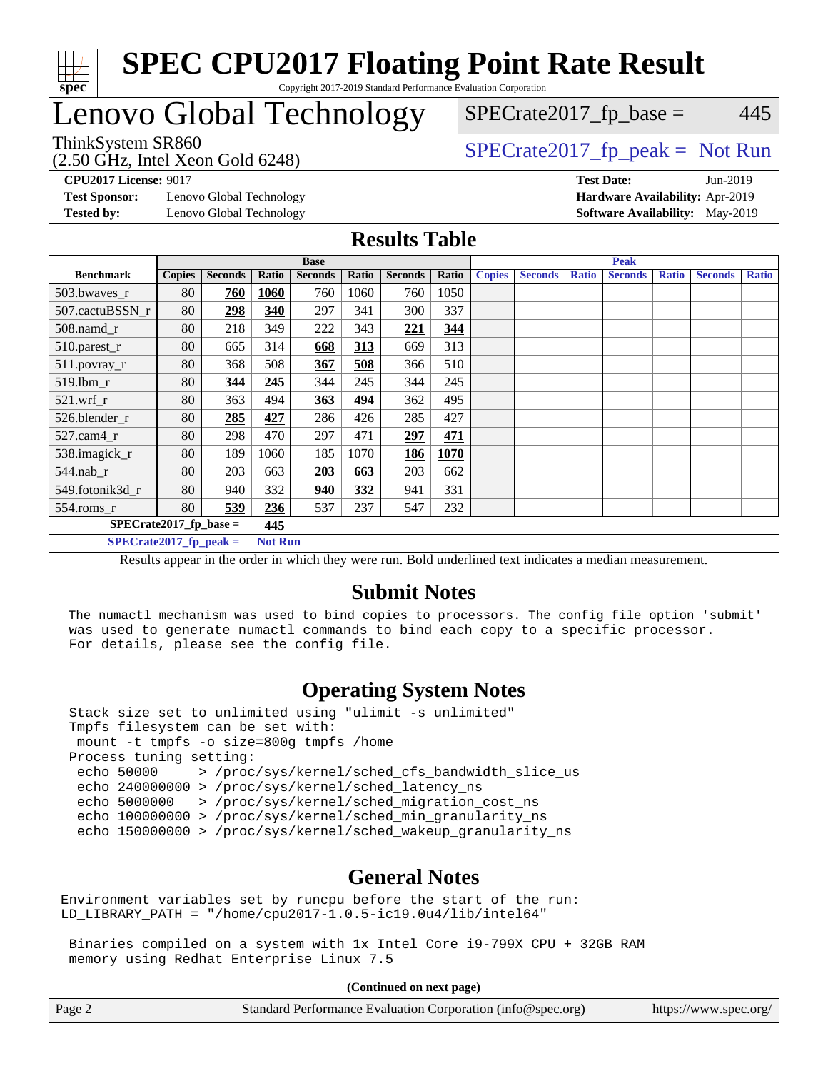# SPEC CPU2017 Floating Point Rate Result

Copyright 2017-2019 Standard Performance Evaluation Corporation

# Lenovo Global Technology

ThinkSystem SR860
(2.50 GHz, Intel Xeon Gold 6248)

SPECrate2017_fp_base = 445

SPECrate2017_fp_peak = Not Run

**CPU2017 License:** 9017
**Test Sponsor:** Lenovo Global Technology
**Tested by:** Lenovo Global Technology

**Test Date:** Jun-2019
**Hardware Availability:** Apr-2019
**Software Availability:** May-2019

## Results Table

| | Base | | | | | | | Peak | | | | | | |
|---|---|---|---|---|---|---|---|---|---|---|---|---|---|---|
| **Benchmark** | **Copies** | **Seconds** | **Ratio** | **Seconds** | **Ratio** | **Seconds** | **Ratio** | **Copies** | **Seconds** | **Ratio** | **Seconds** | **Ratio** | **Seconds** | **Ratio** |
| 503.bwaves_r | 80 | **760** | **1060** | 760 | 1060 | 760 | 1050 | | | | | | | |
| 507.cactuBSSN_r | 80 | **298** | **340** | 297 | 341 | 300 | 337 | | | | | | | |
| 508.namd_r | 80 | 218 | 349 | 222 | 343 | **221** | **344** | | | | | | | |
| 510.parest_r | 80 | 665 | 314 | **668** | **313** | 669 | 313 | | | | | | | |
| 511.povray_r | 80 | 368 | 508 | **367** | **508** | 366 | 510 | | | | | | | |
| 519.lbm_r | 80 | **344** | **245** | 344 | 245 | 344 | 245 | | | | | | | |
| 521.wrf_r | 80 | 363 | 494 | **363** | **494** | 362 | 495 | | | | | | | |
| 526.blender_r | 80 | **285** | **427** | 286 | 426 | 285 | 427 | | | | | | | |
| 527.cam4_r | 80 | 298 | 470 | 297 | 471 | **297** | **471** | | | | | | | |
| 538.imagick_r | 80 | 189 | 1060 | 185 | 1070 | **186** | **1070** | | | | | | | |
| 544.nab_r | 80 | 203 | 663 | **203** | **663** | 203 | 662 | | | | | | | |
| 549.fotonik3d_r | 80 | 940 | 332 | **940** | **332** | 941 | 331 | | | | | | | |
| 554.roms_r | 80 | **539** | **236** | 537 | 237 | 547 | 232 | | | | | | | |

**SPECrate2017_fp_base = 445**

**SPECrate2017_fp_peak = Not Run**

Results appear in the order in which they were run. Bold underlined text indicates a median measurement.

## Submit Notes

```
The numactl mechanism was used to bind copies to processors. The config file option 'submit'
was used to generate numactl commands to bind each copy to a specific processor.
For details, please see the config file.
```

## Operating System Notes

```
Stack size set to unlimited using "ulimit -s unlimited"
Tmpfs filesystem can be set with:
 mount -t tmpfs -o size=800g tmpfs /home
Process tuning setting:
 echo 50000     > /proc/sys/kernel/sched_cfs_bandwidth_slice_us
 echo 240000000 > /proc/sys/kernel/sched_latency_ns
 echo 5000000   > /proc/sys/kernel/sched_migration_cost_ns
 echo 100000000 > /proc/sys/kernel/sched_min_granularity_ns
 echo 150000000 > /proc/sys/kernel/sched_wakeup_granularity_ns
```

## General Notes

```
Environment variables set by runcpu before the start of the run:
LD_LIBRARY_PATH = "/home/cpu2017-1.0.5-ic19.0u4/lib/intel64"

 Binaries compiled on a system with 1x Intel Core i9-799X CPU + 32GB RAM
 memory using Redhat Enterprise Linux 7.5
```

**(Continued on next page)**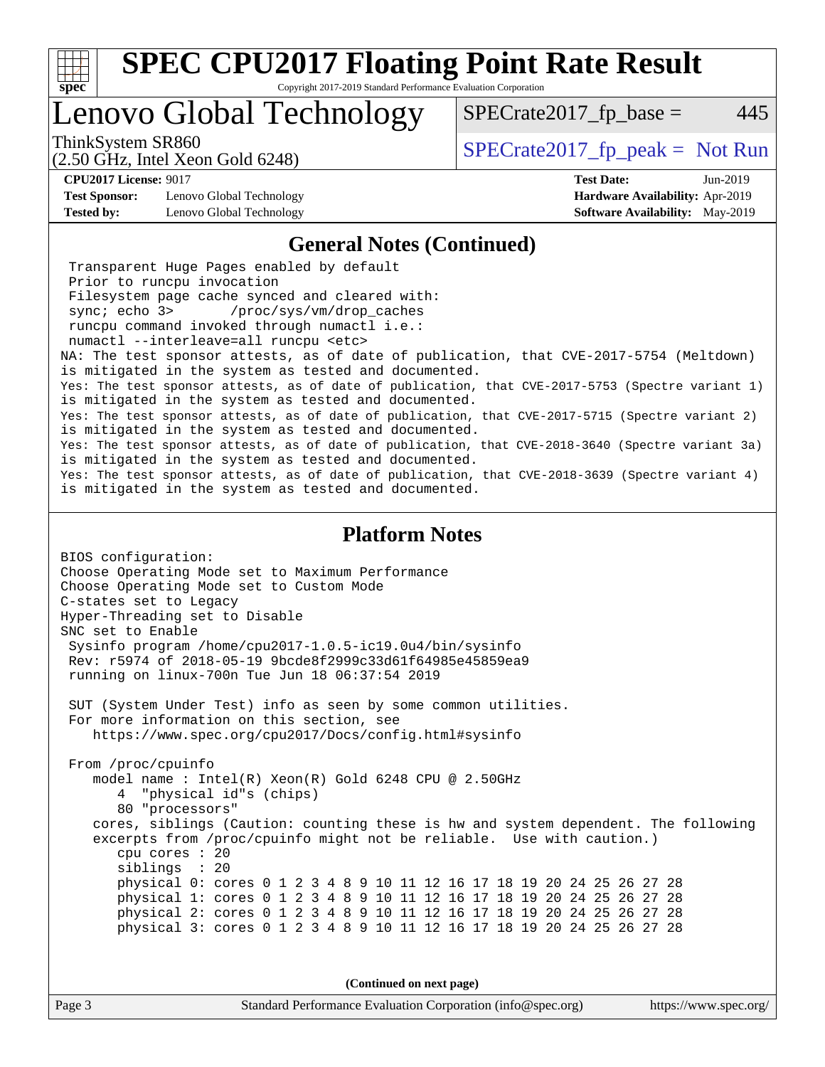# SPEC CPU2017 Floating Point Rate Result

Copyright 2017-2019 Standard Performance Evaluation Corporation

## Lenovo Global Technology

ThinkSystem SR860
(2.50 GHz, Intel Xeon Gold 6248)

SPECrate2017_fp_base = 445

SPECrate2017_fp_peak = Not Run

**CPU2017 License:** 9017
**Test Sponsor:** Lenovo Global Technology
**Tested by:** Lenovo Global Technology

**Test Date:** Jun-2019
**Hardware Availability:** Apr-2019
**Software Availability:** May-2019

### General Notes (Continued)

```
 Transparent Huge Pages enabled by default
 Prior to runcpu invocation
 Filesystem page cache synced and cleared with:
 sync; echo 3>       /proc/sys/vm/drop_caches
 runcpu command invoked through numactl i.e.:
 numactl --interleave=all runcpu <etc>
NA: The test sponsor attests, as of date of publication, that CVE-2017-5754 (Meltdown)
is mitigated in the system as tested and documented.
Yes: The test sponsor attests, as of date of publication, that CVE-2017-5753 (Spectre variant 1)
is mitigated in the system as tested and documented.
Yes: The test sponsor attests, as of date of publication, that CVE-2017-5715 (Spectre variant 2)
is mitigated in the system as tested and documented.
Yes: The test sponsor attests, as of date of publication, that CVE-2018-3640 (Spectre variant 3a)
is mitigated in the system as tested and documented.
Yes: The test sponsor attests, as of date of publication, that CVE-2018-3639 (Spectre variant 4)
is mitigated in the system as tested and documented.
```

### Platform Notes

```
BIOS configuration:
Choose Operating Mode set to Maximum Performance
Choose Operating Mode set to Custom Mode
C-states set to Legacy
Hyper-Threading set to Disable
SNC set to Enable
 Sysinfo program /home/cpu2017-1.0.5-ic19.0u4/bin/sysinfo
 Rev: r5974 of 2018-05-19 9bcde8f2999c33d61f64985e45859ea9
 running on linux-700n Tue Jun 18 06:37:54 2019

 SUT (System Under Test) info as seen by some common utilities.
 For more information on this section, see
    https://www.spec.org/cpu2017/Docs/config.html#sysinfo

 From /proc/cpuinfo
    model name : Intel(R) Xeon(R) Gold 6248 CPU @ 2.50GHz
       4  "physical id"s (chips)
       80 "processors"
    cores, siblings (Caution: counting these is hw and system dependent. The following
    excerpts from /proc/cpuinfo might not be reliable.  Use with caution.)
       cpu cores : 20
       siblings  : 20
       physical 0: cores 0 1 2 3 4 8 9 10 11 12 16 17 18 19 20 24 25 26 27 28
       physical 1: cores 0 1 2 3 4 8 9 10 11 12 16 17 18 19 20 24 25 26 27 28
       physical 2: cores 0 1 2 3 4 8 9 10 11 12 16 17 18 19 20 24 25 26 27 28
       physical 3: cores 0 1 2 3 4 8 9 10 11 12 16 17 18 19 20 24 25 26 27 28
```

(Continued on next page)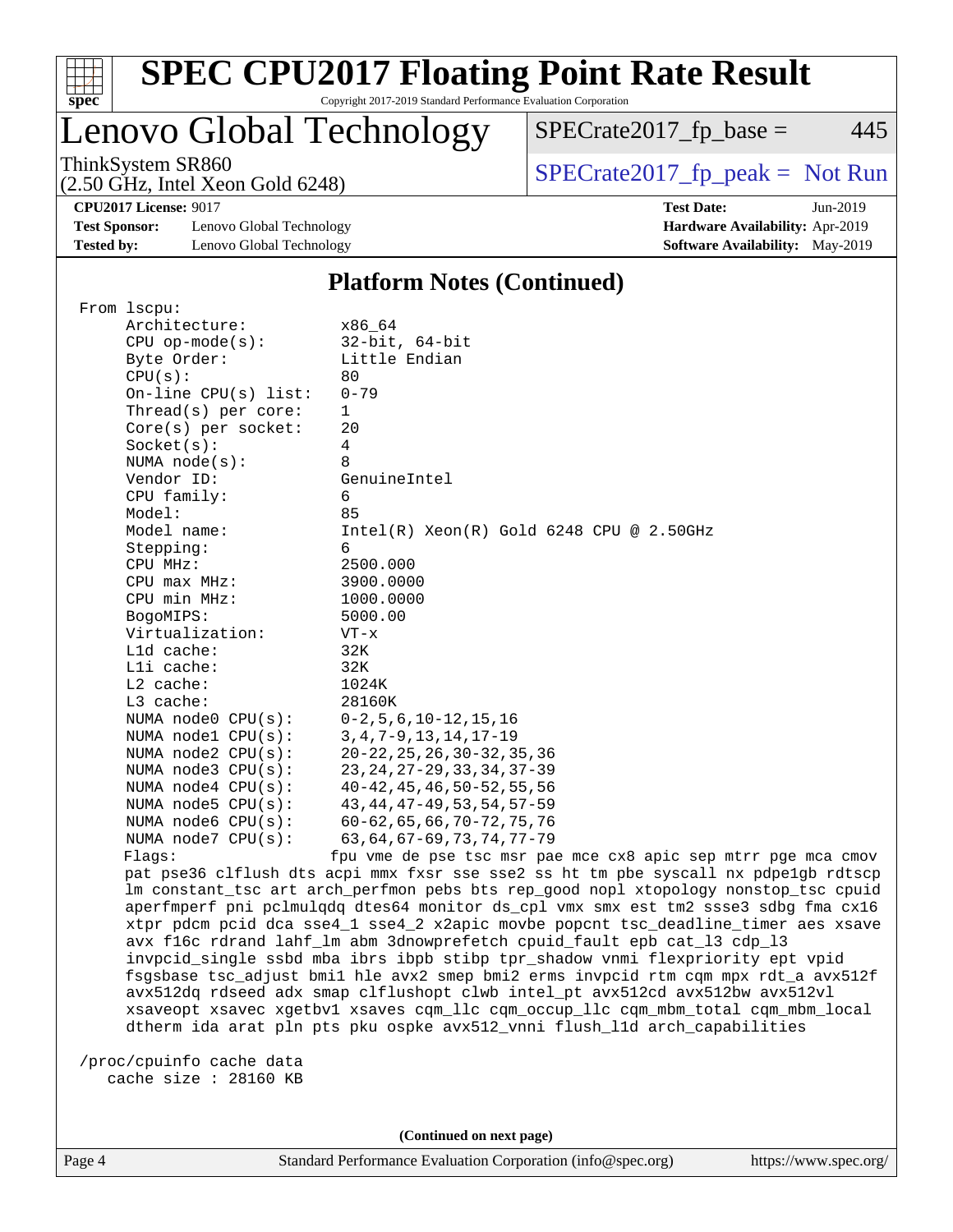# SPEC CPU2017 Floating Point Rate Result

Copyright 2017-2019 Standard Performance Evaluation Corporation

## Lenovo Global Technology

ThinkSystem SR860
(2.50 GHz, Intel Xeon Gold 6248)

SPECrate2017_fp_base = 445

SPECrate2017_fp_peak = Not Run

**CPU2017 License:** 9017
**Test Sponsor:** Lenovo Global Technology
**Tested by:** Lenovo Global Technology

**Test Date:** Jun-2019
**Hardware Availability:** Apr-2019
**Software Availability:** May-2019

## Platform Notes (Continued)

```
From lscpu:
     Architecture:          x86_64
     CPU op-mode(s):        32-bit, 64-bit
     Byte Order:            Little Endian
     CPU(s):                80
     On-line CPU(s) list:   0-79
     Thread(s) per core:    1
     Core(s) per socket:    20
     Socket(s):             4
     NUMA node(s):          8
     Vendor ID:             GenuineIntel
     CPU family:            6
     Model:                 85
     Model name:            Intel(R) Xeon(R) Gold 6248 CPU @ 2.50GHz
     Stepping:              6
     CPU MHz:               2500.000
     CPU max MHz:           3900.0000
     CPU min MHz:           1000.0000
     BogoMIPS:              5000.00
     Virtualization:        VT-x
     L1d cache:             32K
     L1i cache:             32K
     L2 cache:              1024K
     L3 cache:              28160K
     NUMA node0 CPU(s):     0-2,5,6,10-12,15,16
     NUMA node1 CPU(s):     3,4,7-9,13,14,17-19
     NUMA node2 CPU(s):     20-22,25,26,30-32,35,36
     NUMA node3 CPU(s):     23,24,27-29,33,34,37-39
     NUMA node4 CPU(s):     40-42,45,46,50-52,55,56
     NUMA node5 CPU(s):     43,44,47-49,53,54,57-59
     NUMA node6 CPU(s):     60-62,65,66,70-72,75,76
     NUMA node7 CPU(s):     63,64,67-69,73,74,77-79
     Flags:                 fpu vme de pse tsc msr pae mce cx8 apic sep mtrr pge mca cmov
     pat pse36 clflush dts acpi mmx fxsr sse sse2 ss ht tm pbe syscall nx pdpe1gb rdtscp
     lm constant_tsc art arch_perfmon pebs bts rep_good nopl xtopology nonstop_tsc cpuid
     aperfmperf pni pclmulqdq dtes64 monitor ds_cpl vmx smx est tm2 ssse3 sdbg fma cx16
     xtpr pdcm pcid dca sse4_1 sse4_2 x2apic movbe popcnt tsc_deadline_timer aes xsave
     avx f16c rdrand lahf_lm abm 3dnowprefetch cpuid_fault epb cat_l3 cdp_l3
     invpcid_single ssbd mba ibrs ibpb stibp tpr_shadow vnmi flexpriority ept vpid
     fsgsbase tsc_adjust bmi1 hle avx2 smep bmi2 erms invpcid rtm cqm mpx rdt_a avx512f
     avx512dq rdseed adx smap clflushopt clwb intel_pt avx512cd avx512bw avx512vl
     xsaveopt xsavec xgetbv1 xsaves cqm_llc cqm_occup_llc cqm_mbm_total cqm_mbm_local
     dtherm ida arat pln pts pku ospke avx512_vnni flush_l1d arch_capabilities

 /proc/cpuinfo cache data
    cache size : 28160 KB
```

**(Continued on next page)**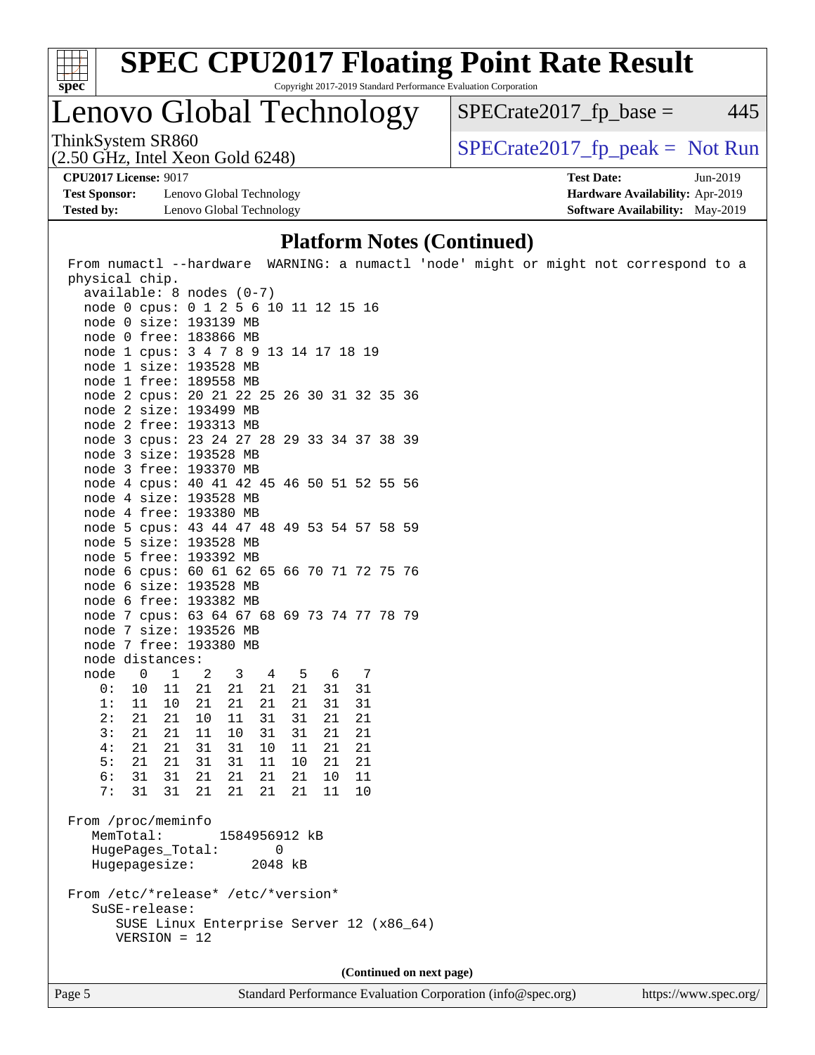# SPEC CPU2017 Floating Point Rate Result

Copyright 2017-2019 Standard Performance Evaluation Corporation

## Lenovo Global Technology

ThinkSystem SR860
(2.50 GHz, Intel Xeon Gold 6248)

SPECrate2017_fp_base = 445

SPECrate2017_fp_peak = Not Run

**CPU2017 License:** 9017
**Test Sponsor:** Lenovo Global Technology
**Tested by:** Lenovo Global Technology

**Test Date:** Jun-2019
**Hardware Availability:** Apr-2019
**Software Availability:** May-2019

### Platform Notes (Continued)

```
From numactl --hardware  WARNING: a numactl 'node' might or might not correspond to a
physical chip.
  available: 8 nodes (0-7)
  node 0 cpus: 0 1 2 5 6 10 11 12 15 16
  node 0 size: 193139 MB
  node 0 free: 183866 MB
  node 1 cpus: 3 4 7 8 9 13 14 17 18 19
  node 1 size: 193528 MB
  node 1 free: 189558 MB
  node 2 cpus: 20 21 22 25 26 30 31 32 35 36
  node 2 size: 193499 MB
  node 2 free: 193313 MB
  node 3 cpus: 23 24 27 28 29 33 34 37 38 39
  node 3 size: 193528 MB
  node 3 free: 193370 MB
  node 4 cpus: 40 41 42 45 46 50 51 52 55 56
  node 4 size: 193528 MB
  node 4 free: 193380 MB
  node 5 cpus: 43 44 47 48 49 53 54 57 58 59
  node 5 size: 193528 MB
  node 5 free: 193392 MB
  node 6 cpus: 60 61 62 65 66 70 71 72 75 76
  node 6 size: 193528 MB
  node 6 free: 193382 MB
  node 7 cpus: 63 64 67 68 69 73 74 77 78 79
  node 7 size: 193526 MB
  node 7 free: 193380 MB
  node distances:
  node   0   1   2   3   4   5   6   7
    0:  10  11  21  21  21  21  31  31
    1:  11  10  21  21  21  21  31  31
    2:  21  21  10  11  31  31  21  21
    3:  21  21  11  10  31  31  21  21
    4:  21  21  31  31  10  11  21  21
    5:  21  21  31  31  11  10  21  21
    6:  31  31  21  21  21  21  10  11
    7:  31  31  21  21  21  21  11  10

From /proc/meminfo
   MemTotal:       1584956912 kB
   HugePages_Total:       0
   Hugepagesize:       2048 kB

From /etc/*release* /etc/*version*
   SuSE-release:
      SUSE Linux Enterprise Server 12 (x86_64)
      VERSION = 12
```

(Continued on next page)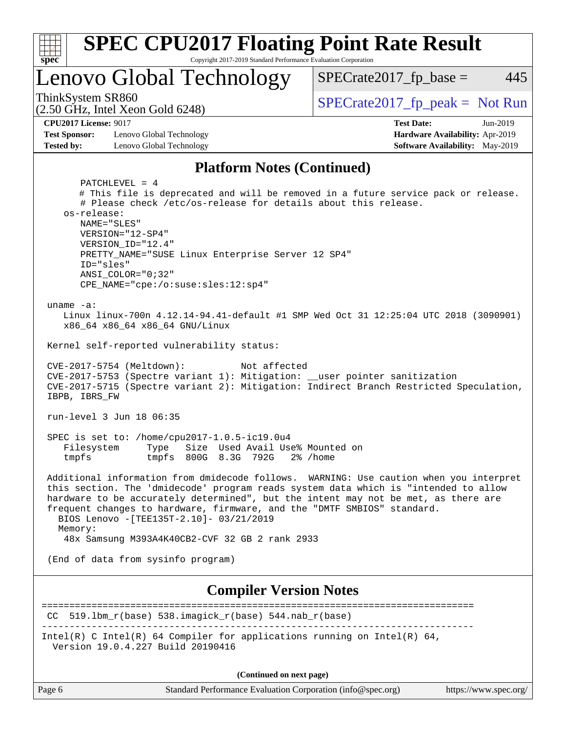# SPEC CPU2017 Floating Point Rate Result

Copyright 2017-2019 Standard Performance Evaluation Corporation

## Lenovo Global Technology

ThinkSystem SR860
(2.50 GHz, Intel Xeon Gold 6248)

SPECrate2017_fp_base = 445

SPECrate2017_fp_peak = Not Run

**CPU2017 License:** 9017
**Test Sponsor:** Lenovo Global Technology
**Tested by:** Lenovo Global Technology

**Test Date:** Jun-2019
**Hardware Availability:** Apr-2019
**Software Availability:** May-2019

## Platform Notes (Continued)

```
      PATCHLEVEL = 4
      # This file is deprecated and will be removed in a future service pack or release.
      # Please check /etc/os-release for details about this release.
   os-release:
      NAME="SLES"
      VERSION="12-SP4"
      VERSION_ID="12.4"
      PRETTY_NAME="SUSE Linux Enterprise Server 12 SP4"
      ID="sles"
      ANSI_COLOR="0;32"
      CPE_NAME="cpe:/o:suse:sles:12:sp4"

 uname -a:
    Linux linux-700n 4.12.14-94.41-default #1 SMP Wed Oct 31 12:25:04 UTC 2018 (3090901)
    x86_64 x86_64 x86_64 GNU/Linux

 Kernel self-reported vulnerability status:

 CVE-2017-5754 (Meltdown):          Not affected
 CVE-2017-5753 (Spectre variant 1): Mitigation: __user pointer sanitization
 CVE-2017-5715 (Spectre variant 2): Mitigation: Indirect Branch Restricted Speculation,
 IBPB, IBRS_FW

 run-level 3 Jun 18 06:35

 SPEC is set to: /home/cpu2017-1.0.5-ic19.0u4
    Filesystem     Type   Size  Used Avail Use% Mounted on
    tmpfs          tmpfs  800G  8.3G  792G   2% /home

 Additional information from dmidecode follows.  WARNING: Use caution when you interpret
 this section. The 'dmidecode' program reads system data which is "intended to allow
 hardware to be accurately determined", but the intent may not be met, as there are
 frequent changes to hardware, firmware, and the "DMTF SMBIOS" standard.
   BIOS Lenovo -[TEE135T-2.10]- 03/21/2019
   Memory:
    48x Samsung M393A4K40CB2-CVF 32 GB 2 rank 2933

 (End of data from sysinfo program)
```

## Compiler Version Notes

```
==============================================================================
 CC  519.lbm_r(base) 538.imagick_r(base) 544.nab_r(base)
------------------------------------------------------------------------------
Intel(R) C Intel(R) 64 Compiler for applications running on Intel(R) 64,
  Version 19.0.4.227 Build 20190416
```

(Continued on next page)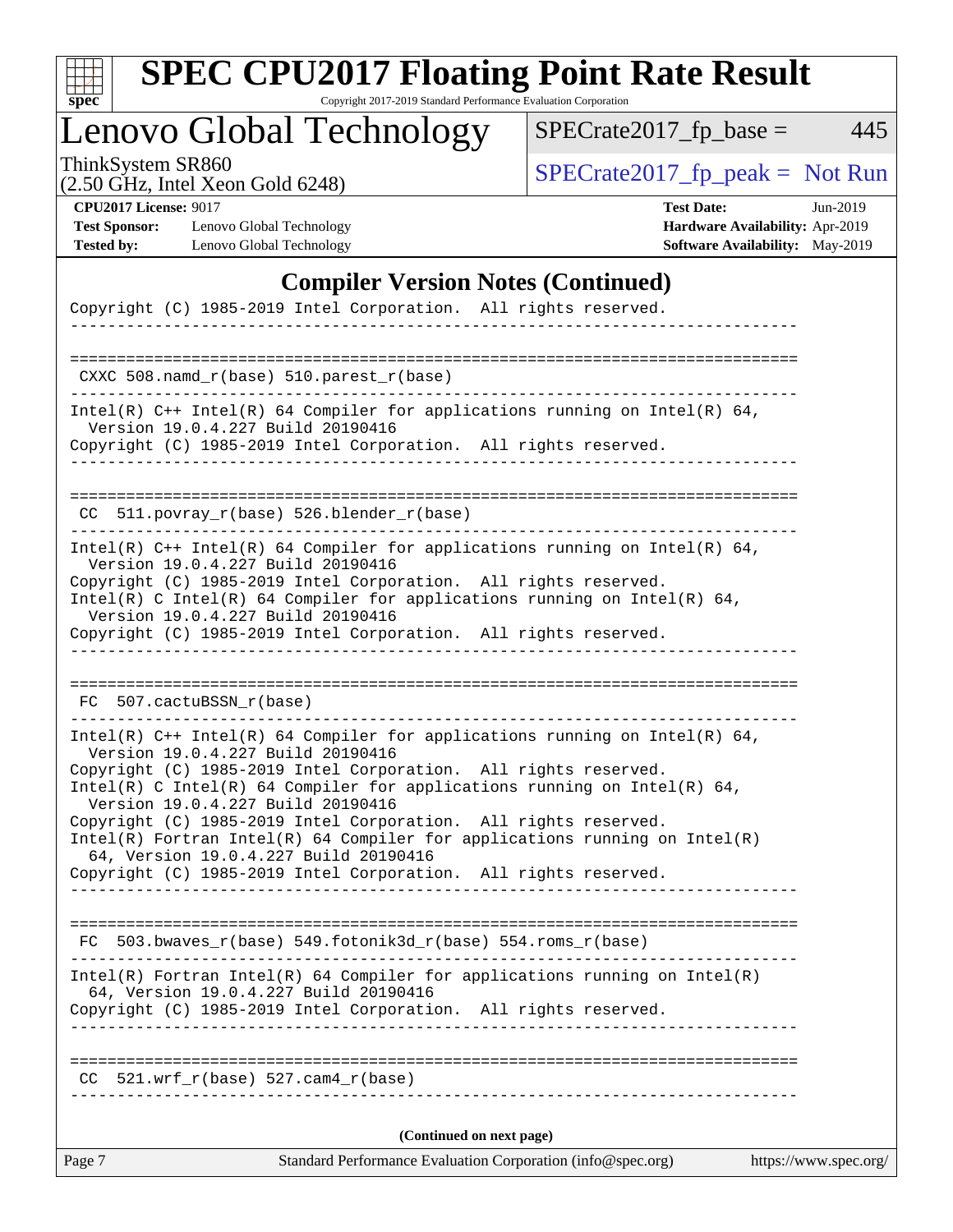## Compiler Version Notes (Continued)

```
Copyright (C) 1985-2019 Intel Corporation.  All rights reserved.
------------------------------------------------------------------------------

==============================================================================
 CXXC 508.namd_r(base) 510.parest_r(base)
------------------------------------------------------------------------------
Intel(R) C++ Intel(R) 64 Compiler for applications running on Intel(R) 64,
  Version 19.0.4.227 Build 20190416
Copyright (C) 1985-2019 Intel Corporation.  All rights reserved.
------------------------------------------------------------------------------

==============================================================================
 CC  511.povray_r(base) 526.blender_r(base)
------------------------------------------------------------------------------
Intel(R) C++ Intel(R) 64 Compiler for applications running on Intel(R) 64,
  Version 19.0.4.227 Build 20190416
Copyright (C) 1985-2019 Intel Corporation.  All rights reserved.
Intel(R) C Intel(R) 64 Compiler for applications running on Intel(R) 64,
  Version 19.0.4.227 Build 20190416
Copyright (C) 1985-2019 Intel Corporation.  All rights reserved.
------------------------------------------------------------------------------

==============================================================================
 FC  507.cactuBSSN_r(base)
------------------------------------------------------------------------------
Intel(R) C++ Intel(R) 64 Compiler for applications running on Intel(R) 64,
  Version 19.0.4.227 Build 20190416
Copyright (C) 1985-2019 Intel Corporation.  All rights reserved.
Intel(R) C Intel(R) 64 Compiler for applications running on Intel(R) 64,
  Version 19.0.4.227 Build 20190416
Copyright (C) 1985-2019 Intel Corporation.  All rights reserved.
Intel(R) Fortran Intel(R) 64 Compiler for applications running on Intel(R)
  64, Version 19.0.4.227 Build 20190416
Copyright (C) 1985-2019 Intel Corporation.  All rights reserved.
------------------------------------------------------------------------------

==============================================================================
 FC  503.bwaves_r(base) 549.fotonik3d_r(base) 554.roms_r(base)
------------------------------------------------------------------------------
Intel(R) Fortran Intel(R) 64 Compiler for applications running on Intel(R)
  64, Version 19.0.4.227 Build 20190416
Copyright (C) 1985-2019 Intel Corporation.  All rights reserved.
------------------------------------------------------------------------------

==============================================================================
 CC  521.wrf_r(base) 527.cam4_r(base)
------------------------------------------------------------------------------
```

**(Continued on next page)**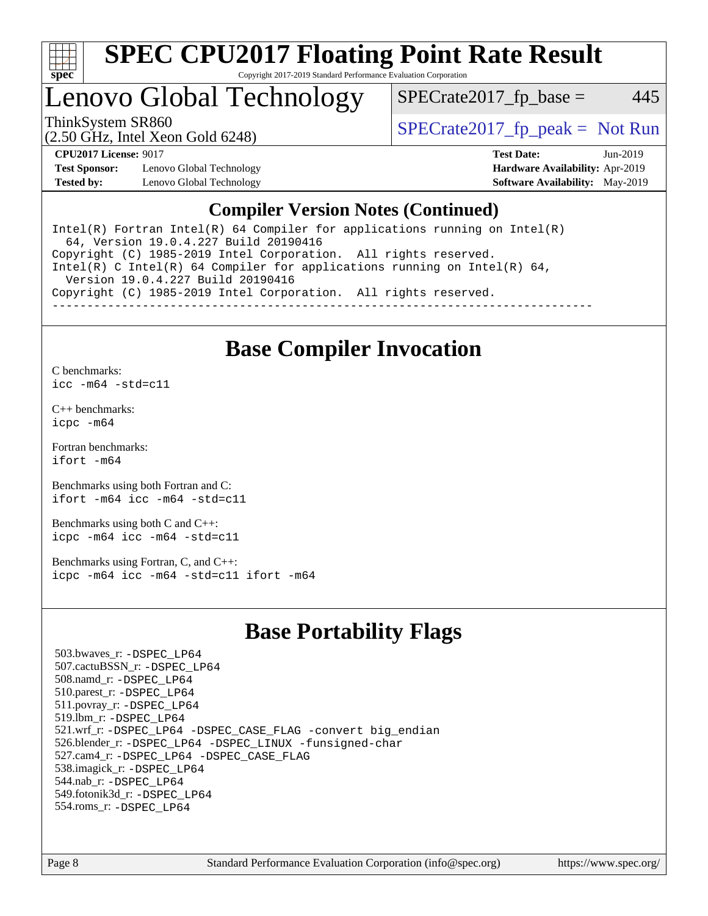# SPEC CPU2017 Floating Point Rate Result

Copyright 2017-2019 Standard Performance Evaluation Corporation

## Lenovo Global Technology

ThinkSystem SR860
(2.50 GHz, Intel Xeon Gold 6248)

SPECrate2017_fp_base = 445

SPECrate2017_fp_peak = Not Run

**CPU2017 License:** 9017
**Test Sponsor:** Lenovo Global Technology
**Tested by:** Lenovo Global Technology

**Test Date:** Jun-2019
**Hardware Availability:** Apr-2019
**Software Availability:** May-2019

## Compiler Version Notes (Continued)

```
Intel(R) Fortran Intel(R) 64 Compiler for applications running on Intel(R)
  64, Version 19.0.4.227 Build 20190416
Copyright (C) 1985-2019 Intel Corporation.  All rights reserved.
Intel(R) C Intel(R) 64 Compiler for applications running on Intel(R) 64,
  Version 19.0.4.227 Build 20190416
Copyright (C) 1985-2019 Intel Corporation.  All rights reserved.
------------------------------------------------------------------------------
```

## Base Compiler Invocation

C benchmarks:
`icc -m64 -std=c11`

C++ benchmarks:
`icpc -m64`

Fortran benchmarks:
`ifort -m64`

Benchmarks using both Fortran and C:
`ifort -m64 icc -m64 -std=c11`

Benchmarks using both C and C++:
`icpc -m64 icc -m64 -std=c11`

Benchmarks using Fortran, C, and C++:
`icpc -m64 icc -m64 -std=c11 ifort -m64`

## Base Portability Flags

503.bwaves_r: -DSPEC_LP64
507.cactuBSSN_r: -DSPEC_LP64
508.namd_r: -DSPEC_LP64
510.parest_r: -DSPEC_LP64
511.povray_r: -DSPEC_LP64
519.lbm_r: -DSPEC_LP64
521.wrf_r: -DSPEC_LP64 -DSPEC_CASE_FLAG -convert big_endian
526.blender_r: -DSPEC_LP64 -DSPEC_LINUX -funsigned-char
527.cam4_r: -DSPEC_LP64 -DSPEC_CASE_FLAG
538.imagick_r: -DSPEC_LP64
544.nab_r: -DSPEC_LP64
549.fotonik3d_r: -DSPEC_LP64
554.roms_r: -DSPEC_LP64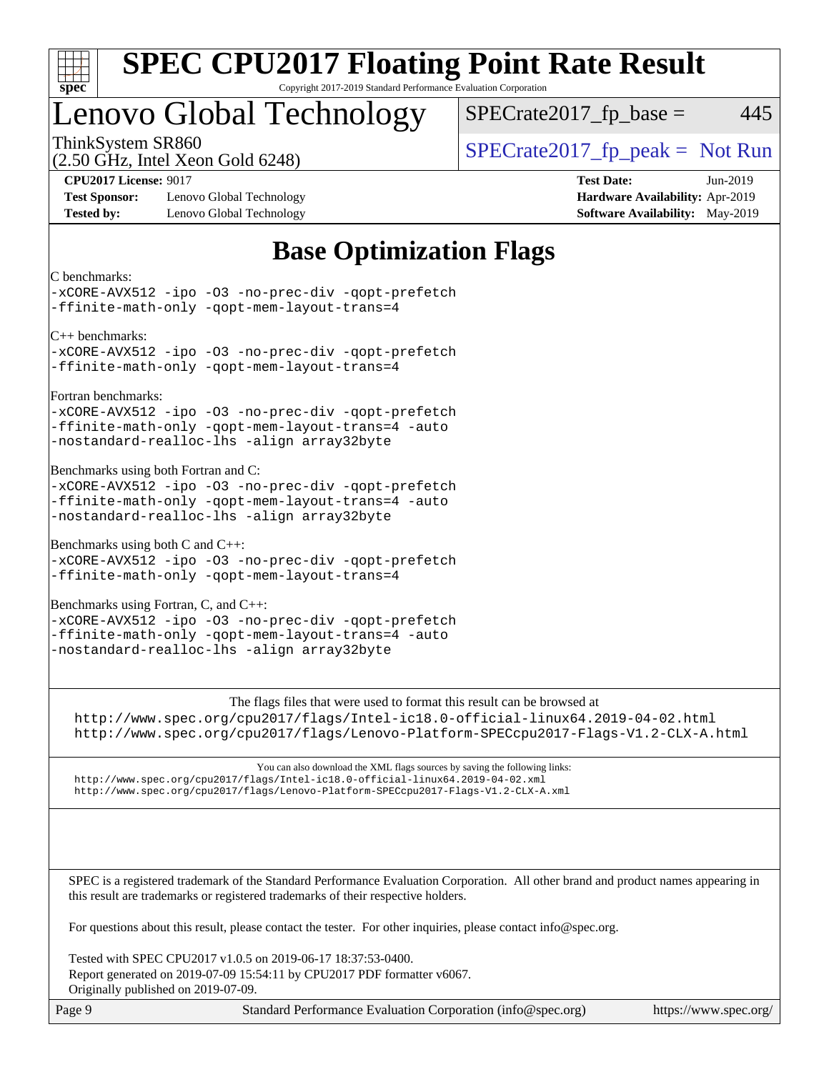# SPEC CPU2017 Floating Point Rate Result

Copyright 2017-2019 Standard Performance Evaluation Corporation

# Lenovo Global Technology

ThinkSystem SR860
(2.50 GHz, Intel Xeon Gold 6248)

SPECrate2017_fp_base = 445

SPECrate2017_fp_peak = Not Run

**CPU2017 License:** 9017
**Test Sponsor:** Lenovo Global Technology
**Tested by:** Lenovo Global Technology

**Test Date:** Jun-2019
**Hardware Availability:** Apr-2019
**Software Availability:** May-2019

## Base Optimization Flags

C benchmarks:
```
-xCORE-AVX512 -ipo -O3 -no-prec-div -qopt-prefetch
-ffinite-math-only -qopt-mem-layout-trans=4
```

C++ benchmarks:
```
-xCORE-AVX512 -ipo -O3 -no-prec-div -qopt-prefetch
-ffinite-math-only -qopt-mem-layout-trans=4
```

Fortran benchmarks:
```
-xCORE-AVX512 -ipo -O3 -no-prec-div -qopt-prefetch
-ffinite-math-only -qopt-mem-layout-trans=4 -auto
-nostandard-realloc-lhs -align array32byte
```

Benchmarks using both Fortran and C:
```
-xCORE-AVX512 -ipo -O3 -no-prec-div -qopt-prefetch
-ffinite-math-only -qopt-mem-layout-trans=4 -auto
-nostandard-realloc-lhs -align array32byte
```

Benchmarks using both C and C++:
```
-xCORE-AVX512 -ipo -O3 -no-prec-div -qopt-prefetch
-ffinite-math-only -qopt-mem-layout-trans=4
```

Benchmarks using Fortran, C, and C++:
```
-xCORE-AVX512 -ipo -O3 -no-prec-div -qopt-prefetch
-ffinite-math-only -qopt-mem-layout-trans=4 -auto
-nostandard-realloc-lhs -align array32byte
```

The flags files that were used to format this result can be browsed at
http://www.spec.org/cpu2017/flags/Intel-ic18.0-official-linux64.2019-04-02.html
http://www.spec.org/cpu2017/flags/Lenovo-Platform-SPECcpu2017-Flags-V1.2-CLX-A.html

You can also download the XML flags sources by saving the following links:
http://www.spec.org/cpu2017/flags/Intel-ic18.0-official-linux64.2019-04-02.xml
http://www.spec.org/cpu2017/flags/Lenovo-Platform-SPECcpu2017-Flags-V1.2-CLX-A.xml

SPEC is a registered trademark of the Standard Performance Evaluation Corporation. All other brand and product names appearing in this result are trademarks or registered trademarks of their respective holders.

For questions about this result, please contact the tester. For other inquiries, please contact info@spec.org.

Tested with SPEC CPU2017 v1.0.5 on 2019-06-17 18:37:53-0400.
Report generated on 2019-07-09 15:54:11 by CPU2017 PDF formatter v6067.
Originally published on 2019-07-09.